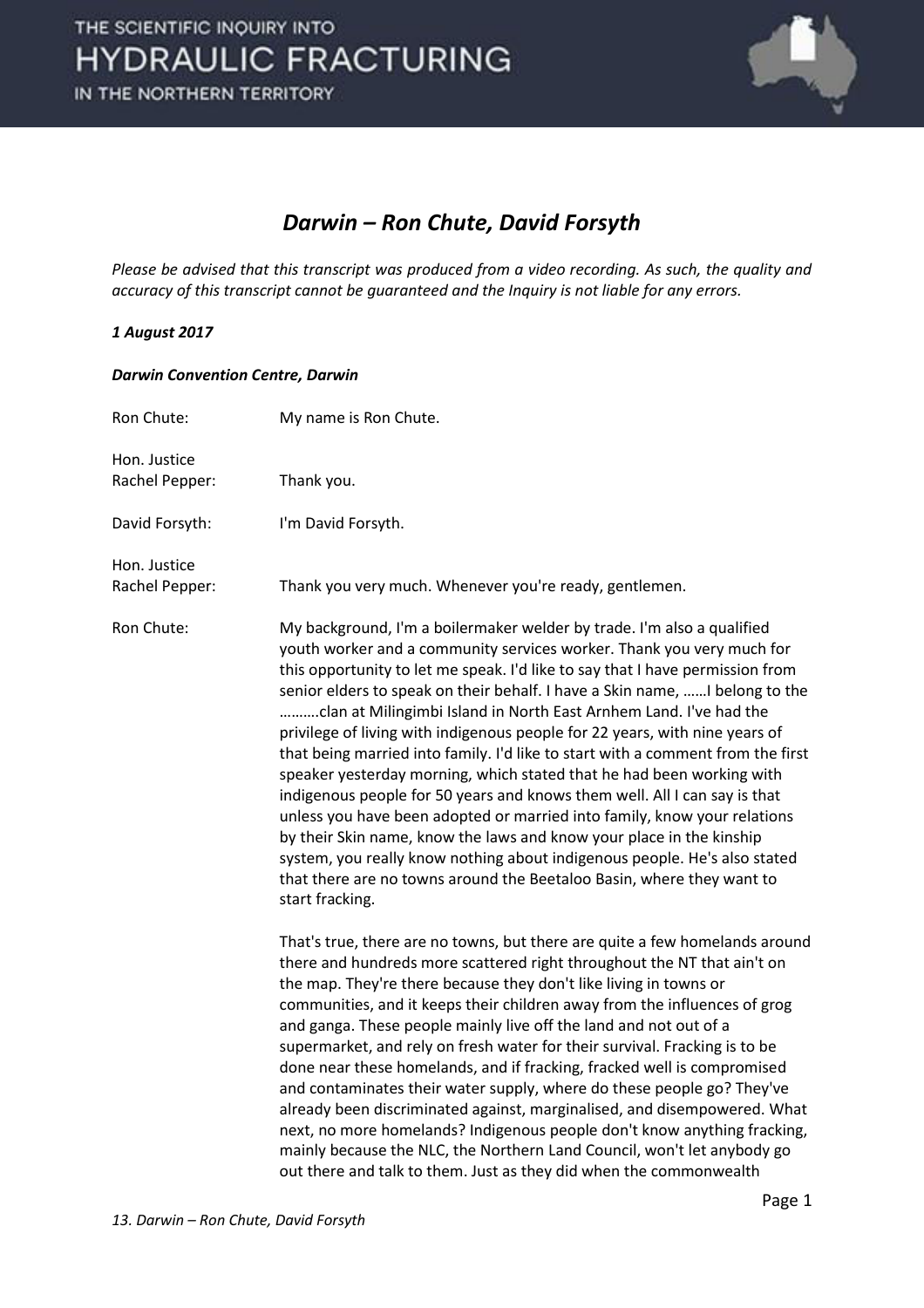# *Darwin – Ron Chute, David Forsyth*

*Please be advised that this transcript was produced from a video recording. As such, the quality and accuracy of this transcript cannot be guaranteed and the Inquiry is not liable for any errors.*

***1 August 2017***

***Darwin Convention Centre, Darwin***

Ron Chute: My name is Ron Chute.

Hon. Justice Rachel Pepper: Thank you.

David Forsyth: I'm David Forsyth.

Hon. Justice Rachel Pepper: Thank you very much. Whenever you're ready, gentlemen.

Ron Chute: My background, I'm a boilermaker welder by trade. I'm also a qualified youth worker and a community services worker. Thank you very much for this opportunity to let me speak. I'd like to say that I have permission from senior elders to speak on their behalf. I have a Skin name, ……I belong to the ……….clan at Milingimbi Island in North East Arnhem Land. I've had the privilege of living with indigenous people for 22 years, with nine years of that being married into family. I'd like to start with a comment from the first speaker yesterday morning, which stated that he had been working with indigenous people for 50 years and knows them well. All I can say is that unless you have been adopted or married into family, know your relations by their Skin name, know the laws and know your place in the kinship system, you really know nothing about indigenous people. He's also stated that there are no towns around the Beetaloo Basin, where they want to start fracking.

That's true, there are no towns, but there are quite a few homelands around there and hundreds more scattered right throughout the NT that ain't on the map. They're there because they don't like living in towns or communities, and it keeps their children away from the influences of grog and ganga. These people mainly live off the land and not out of a supermarket, and rely on fresh water for their survival. Fracking is to be done near these homelands, and if fracking, fracked well is compromised and contaminates their water supply, where do these people go? They've already been discriminated against, marginalised, and disempowered. What next, no more homelands? Indigenous people don't know anything fracking, mainly because the NLC, the Northern Land Council, won't let anybody go out there and talk to them. Just as they did when the commonwealth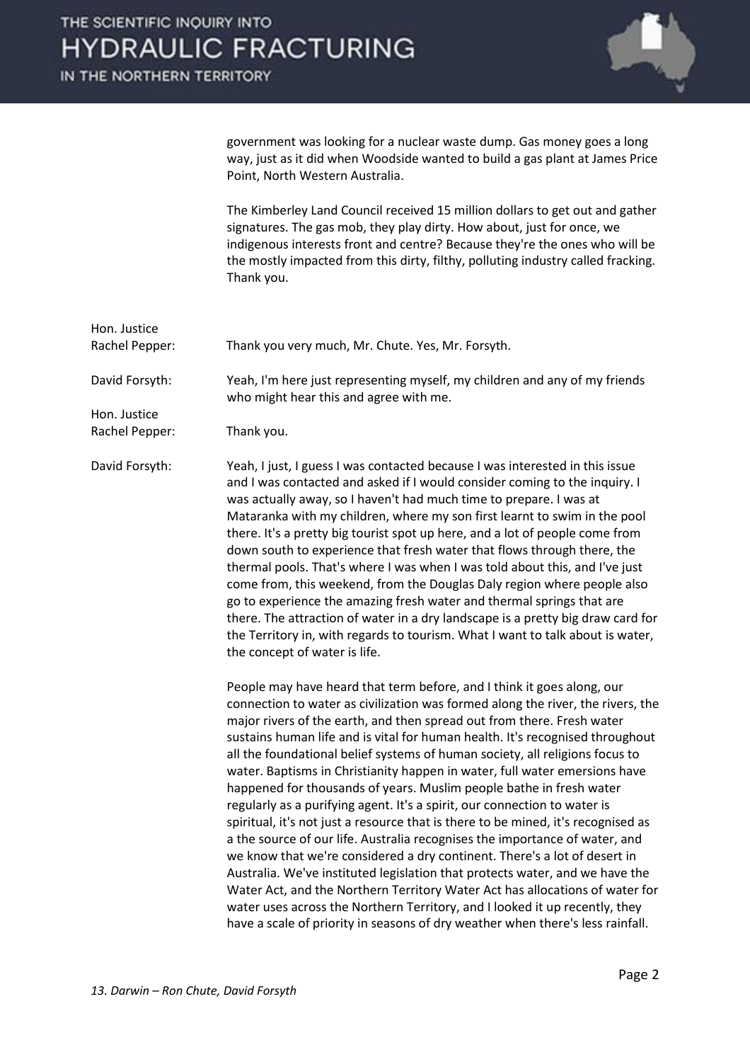government was looking for a nuclear waste dump. Gas money goes a long way, just as it did when Woodside wanted to build a gas plant at James Price Point, North Western Australia.

The Kimberley Land Council received 15 million dollars to get out and gather signatures. The gas mob, they play dirty. How about, just for once, we indigenous interests front and centre? Because they're the ones who will be the mostly impacted from this dirty, filthy, polluting industry called fracking. Thank you.

**Hon. Justice Rachel Pepper:** Thank you very much, Mr. Chute. Yes, Mr. Forsyth.

**David Forsyth:** Yeah, I'm here just representing myself, my children and any of my friends who might hear this and agree with me.

**Hon. Justice Rachel Pepper:** Thank you.

**David Forsyth:** Yeah, I just, I guess I was contacted because I was interested in this issue and I was contacted and asked if I would consider coming to the inquiry. I was actually away, so I haven't had much time to prepare. I was at Mataranka with my children, where my son first learnt to swim in the pool there. It's a pretty big tourist spot up here, and a lot of people come from down south to experience that fresh water that flows through there, the thermal pools. That's where I was when I was told about this, and I've just come from, this weekend, from the Douglas Daly region where people also go to experience the amazing fresh water and thermal springs that are there. The attraction of water in a dry landscape is a pretty big draw card for the Territory in, with regards to tourism. What I want to talk about is water, the concept of water is life.

People may have heard that term before, and I think it goes along, our connection to water as civilization was formed along the river, the rivers, the major rivers of the earth, and then spread out from there. Fresh water sustains human life and is vital for human health. It's recognised throughout all the foundational belief systems of human society, all religions focus to water. Baptisms in Christianity happen in water, full water emersions have happened for thousands of years. Muslim people bathe in fresh water regularly as a purifying agent. It's a spirit, our connection to water is spiritual, it's not just a resource that is there to be mined, it's recognised as a the source of our life. Australia recognises the importance of water, and we know that we're considered a dry continent. There's a lot of desert in Australia. We've instituted legislation that protects water, and we have the Water Act, and the Northern Territory Water Act has allocations of water for water uses across the Northern Territory, and I looked it up recently, they have a scale of priority in seasons of dry weather when there's less rainfall.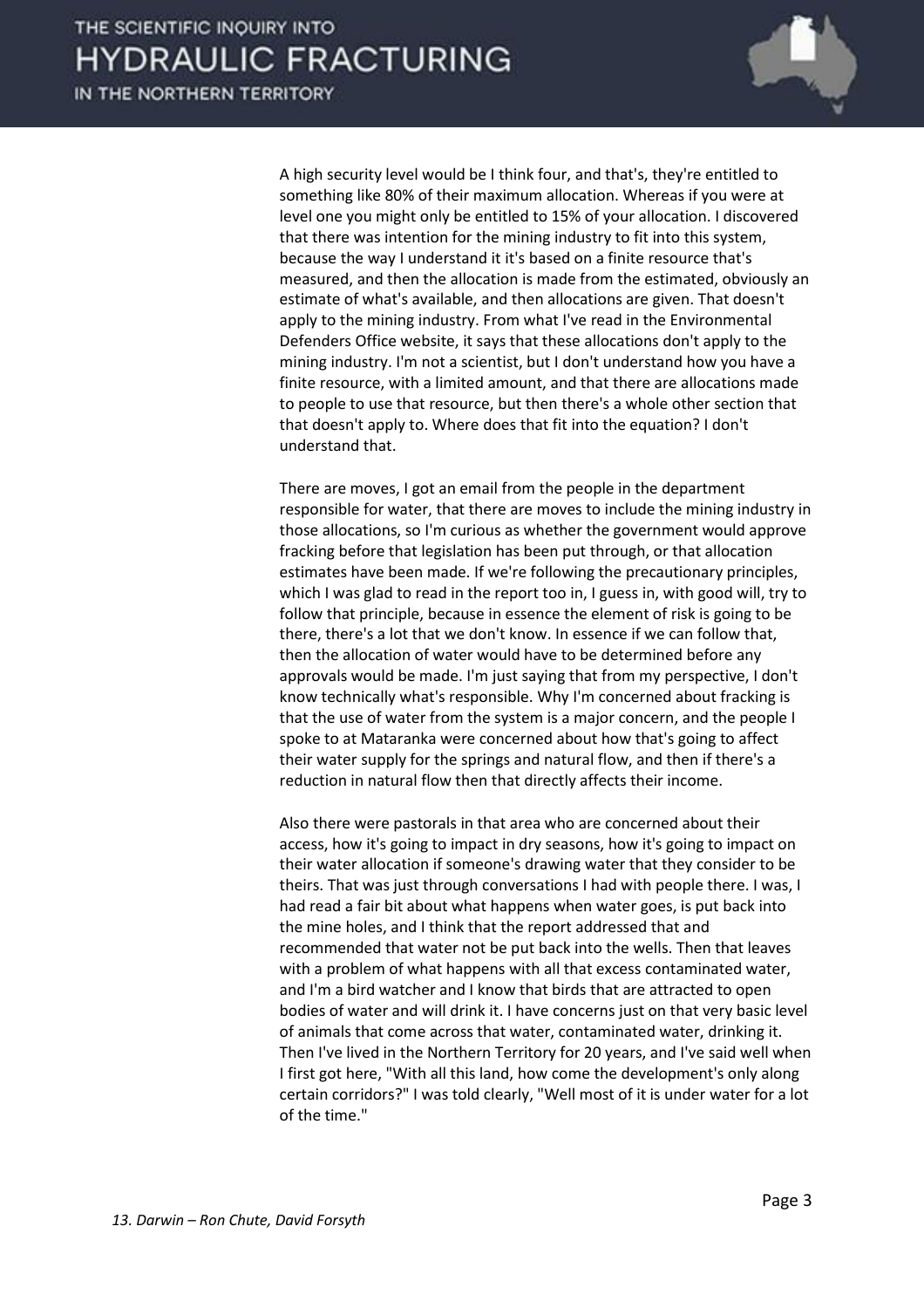A high security level would be I think four, and that's, they're entitled to something like 80% of their maximum allocation. Whereas if you were at level one you might only be entitled to 15% of your allocation. I discovered that there was intention for the mining industry to fit into this system, because the way I understand it it's based on a finite resource that's measured, and then the allocation is made from the estimated, obviously an estimate of what's available, and then allocations are given. That doesn't apply to the mining industry. From what I've read in the Environmental Defenders Office website, it says that these allocations don't apply to the mining industry. I'm not a scientist, but I don't understand how you have a finite resource, with a limited amount, and that there are allocations made to people to use that resource, but then there's a whole other section that that doesn't apply to. Where does that fit into the equation? I don't understand that.

There are moves, I got an email from the people in the department responsible for water, that there are moves to include the mining industry in those allocations, so I'm curious as whether the government would approve fracking before that legislation has been put through, or that allocation estimates have been made. If we're following the precautionary principles, which I was glad to read in the report too in, I guess in, with good will, try to follow that principle, because in essence the element of risk is going to be there, there's a lot that we don't know. In essence if we can follow that, then the allocation of water would have to be determined before any approvals would be made. I'm just saying that from my perspective, I don't know technically what's responsible. Why I'm concerned about fracking is that the use of water from the system is a major concern, and the people I spoke to at Mataranka were concerned about how that's going to affect their water supply for the springs and natural flow, and then if there's a reduction in natural flow then that directly affects their income.

Also there were pastorals in that area who are concerned about their access, how it's going to impact in dry seasons, how it's going to impact on their water allocation if someone's drawing water that they consider to be theirs. That was just through conversations I had with people there. I was, I had read a fair bit about what happens when water goes, is put back into the mine holes, and I think that the report addressed that and recommended that water not be put back into the wells. Then that leaves with a problem of what happens with all that excess contaminated water, and I'm a bird watcher and I know that birds that are attracted to open bodies of water and will drink it. I have concerns just on that very basic level of animals that come across that water, contaminated water, drinking it. Then I've lived in the Northern Territory for 20 years, and I've said well when I first got here, "With all this land, how come the development's only along certain corridors?" I was told clearly, "Well most of it is under water for a lot of the time."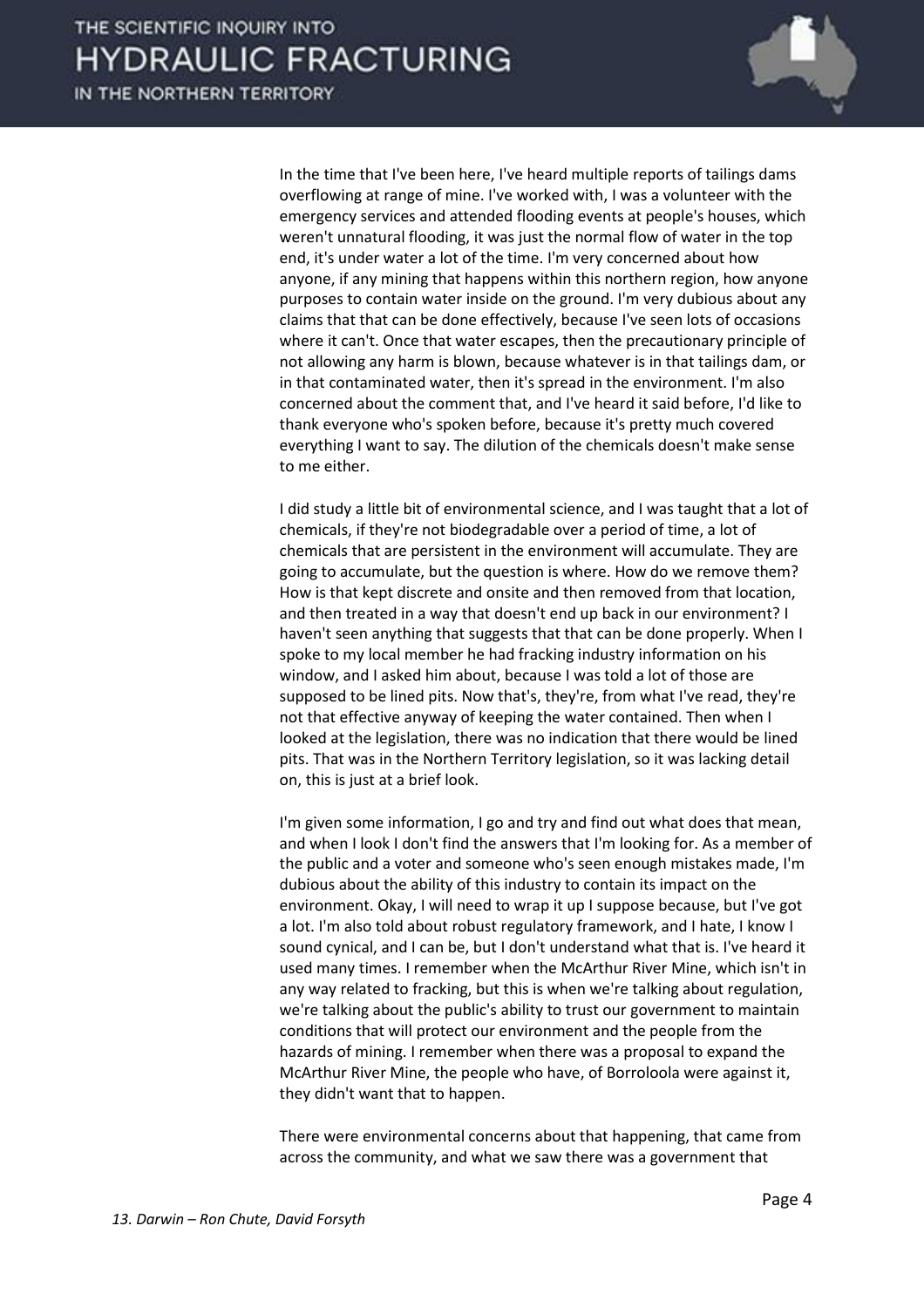In the time that I've been here, I've heard multiple reports of tailings dams overflowing at range of mine. I've worked with, I was a volunteer with the emergency services and attended flooding events at people's houses, which weren't unnatural flooding, it was just the normal flow of water in the top end, it's under water a lot of the time. I'm very concerned about how anyone, if any mining that happens within this northern region, how anyone purposes to contain water inside on the ground. I'm very dubious about any claims that that can be done effectively, because I've seen lots of occasions where it can't. Once that water escapes, then the precautionary principle of not allowing any harm is blown, because whatever is in that tailings dam, or in that contaminated water, then it's spread in the environment. I'm also concerned about the comment that, and I've heard it said before, I'd like to thank everyone who's spoken before, because it's pretty much covered everything I want to say. The dilution of the chemicals doesn't make sense to me either.

I did study a little bit of environmental science, and I was taught that a lot of chemicals, if they're not biodegradable over a period of time, a lot of chemicals that are persistent in the environment will accumulate. They are going to accumulate, but the question is where. How do we remove them? How is that kept discrete and onsite and then removed from that location, and then treated in a way that doesn't end up back in our environment? I haven't seen anything that suggests that that can be done properly. When I spoke to my local member he had fracking industry information on his window, and I asked him about, because I was told a lot of those are supposed to be lined pits. Now that's, they're, from what I've read, they're not that effective anyway of keeping the water contained. Then when I looked at the legislation, there was no indication that there would be lined pits. That was in the Northern Territory legislation, so it was lacking detail on, this is just at a brief look.

I'm given some information, I go and try and find out what does that mean, and when I look I don't find the answers that I'm looking for. As a member of the public and a voter and someone who's seen enough mistakes made, I'm dubious about the ability of this industry to contain its impact on the environment. Okay, I will need to wrap it up I suppose because, but I've got a lot. I'm also told about robust regulatory framework, and I hate, I know I sound cynical, and I can be, but I don't understand what that is. I've heard it used many times. I remember when the McArthur River Mine, which isn't in any way related to fracking, but this is when we're talking about regulation, we're talking about the public's ability to trust our government to maintain conditions that will protect our environment and the people from the hazards of mining. I remember when there was a proposal to expand the McArthur River Mine, the people who have, of Borroloola were against it, they didn't want that to happen.

There were environmental concerns about that happening, that came from across the community, and what we saw there was a government that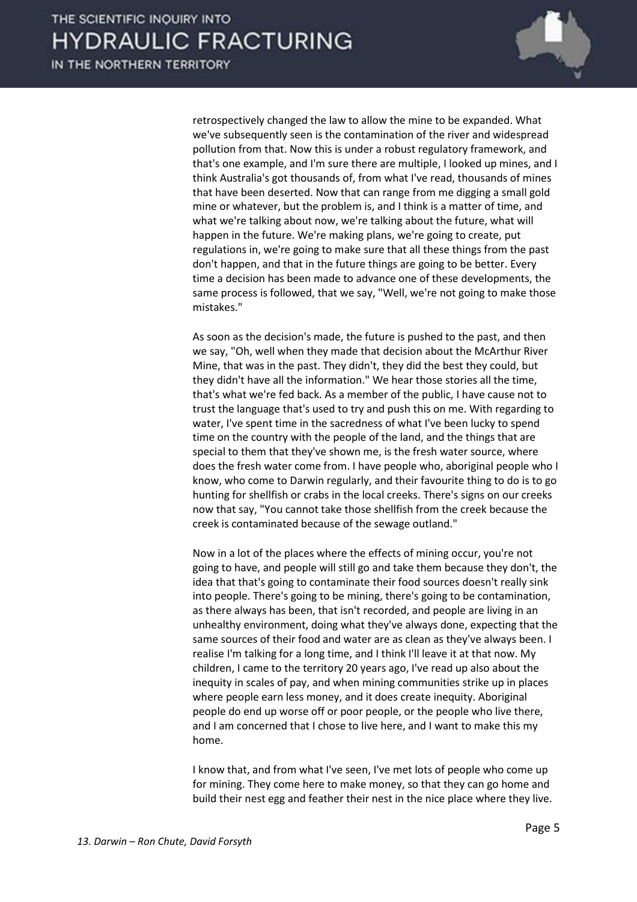retrospectively changed the law to allow the mine to be expanded. What we've subsequently seen is the contamination of the river and widespread pollution from that. Now this is under a robust regulatory framework, and that's one example, and I'm sure there are multiple, I looked up mines, and I think Australia's got thousands of, from what I've read, thousands of mines that have been deserted. Now that can range from me digging a small gold mine or whatever, but the problem is, and I think is a matter of time, and what we're talking about now, we're talking about the future, what will happen in the future. We're making plans, we're going to create, put regulations in, we're going to make sure that all these things from the past don't happen, and that in the future things are going to be better. Every time a decision has been made to advance one of these developments, the same process is followed, that we say, "Well, we're not going to make those mistakes."

As soon as the decision's made, the future is pushed to the past, and then we say, "Oh, well when they made that decision about the McArthur River Mine, that was in the past. They didn't, they did the best they could, but they didn't have all the information." We hear those stories all the time, that's what we're fed back. As a member of the public, I have cause not to trust the language that's used to try and push this on me. With regarding to water, I've spent time in the sacredness of what I've been lucky to spend time on the country with the people of the land, and the things that are special to them that they've shown me, is the fresh water source, where does the fresh water come from. I have people who, aboriginal people who I know, who come to Darwin regularly, and their favourite thing to do is to go hunting for shellfish or crabs in the local creeks. There's signs on our creeks now that say, "You cannot take those shellfish from the creek because the creek is contaminated because of the sewage outland."

Now in a lot of the places where the effects of mining occur, you're not going to have, and people will still go and take them because they don't, the idea that that's going to contaminate their food sources doesn't really sink into people. There's going to be mining, there's going to be contamination, as there always has been, that isn't recorded, and people are living in an unhealthy environment, doing what they've always done, expecting that the same sources of their food and water are as clean as they've always been. I realise I'm talking for a long time, and I think I'll leave it at that now. My children, I came to the territory 20 years ago, I've read up also about the inequity in scales of pay, and when mining communities strike up in places where people earn less money, and it does create inequity. Aboriginal people do end up worse off or poor people, or the people who live there, and I am concerned that I chose to live here, and I want to make this my home.

I know that, and from what I've seen, I've met lots of people who come up for mining. They come here to make money, so that they can go home and build their nest egg and feather their nest in the nice place where they live.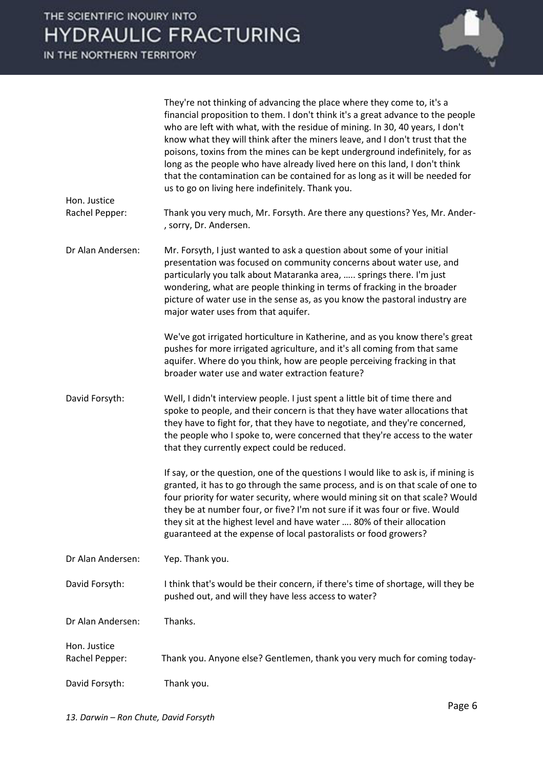They're not thinking of advancing the place where they come to, it's a financial proposition to them. I don't think it's a great advance to the people who are left with what, with the residue of mining. In 30, 40 years, I don't know what they will think after the miners leave, and I don't trust that the poisons, toxins from the mines can be kept underground indefinitely, for as long as the people who have already lived here on this land, I don't think that the contamination can be contained for as long as it will be needed for us to go on living here indefinitely. Thank you.

**Hon. Justice Rachel Pepper:** Thank you very much, Mr. Forsyth. Are there any questions? Yes, Mr. Ander-, sorry, Dr. Andersen.

**Dr Alan Andersen:** Mr. Forsyth, I just wanted to ask a question about some of your initial presentation was focused on community concerns about water use, and particularly you talk about Mataranka area, ….. springs there. I'm just wondering, what are people thinking in terms of fracking in the broader picture of water use in the sense as, as you know the pastoral industry are major water uses from that aquifer.

We've got irrigated horticulture in Katherine, and as you know there's great pushes for more irrigated agriculture, and it's all coming from that same aquifer. Where do you think, how are people perceiving fracking in that broader water use and water extraction feature?

**David Forsyth:** Well, I didn't interview people. I just spent a little bit of time there and spoke to people, and their concern is that they have water allocations that they have to fight for, that they have to negotiate, and they're concerned, the people who I spoke to, were concerned that they're access to the water that they currently expect could be reduced.

If say, or the question, one of the questions I would like to ask is, if mining is granted, it has to go through the same process, and is on that scale of one to four priority for water security, where would mining sit on that scale? Would they be at number four, or five? I'm not sure if it was four or five. Would they sit at the highest level and have water …. 80% of their allocation guaranteed at the expense of local pastoralists or food growers?

**Dr Alan Andersen:** Yep. Thank you.

**David Forsyth:** I think that's would be their concern, if there's time of shortage, will they be pushed out, and will they have less access to water?

**Dr Alan Andersen:** Thanks.

**Hon. Justice Rachel Pepper:** Thank you. Anyone else? Gentlemen, thank you very much for coming today-

**David Forsyth:** Thank you.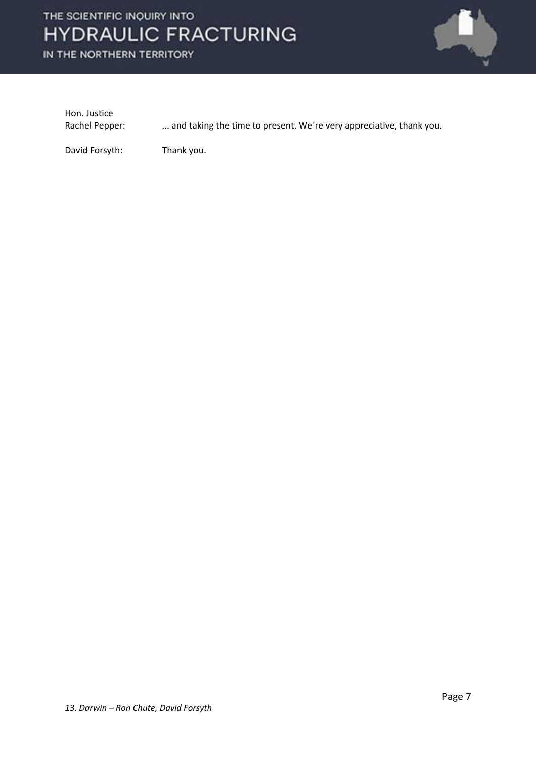Hon. Justice Rachel Pepper: ... and taking the time to present. We're very appreciative, thank you.

David Forsyth: Thank you.